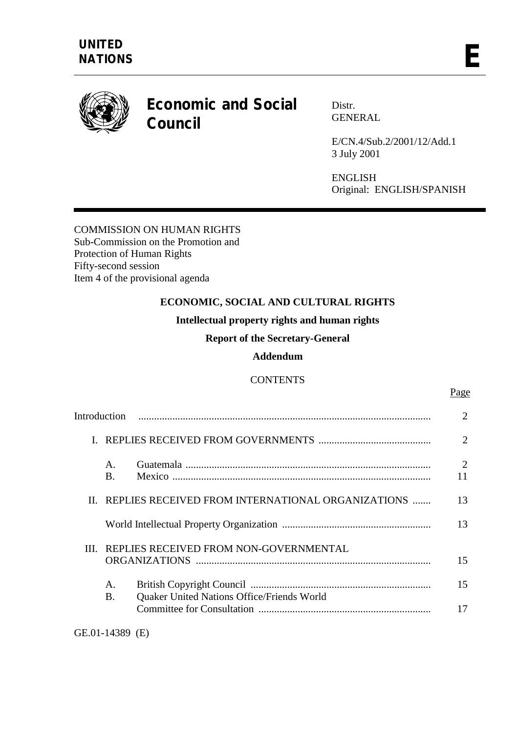**UNITED NATIONS**

**E**

# Economic and Social Council

Distr.
GENERAL

E/CN.4/Sub.2/2001/12/Add.1
3 July 2001

ENGLISH
Original: ENGLISH/SPANISH

COMMISSION ON HUMAN RIGHTS
Sub-Commission on the Promotion and
Protection of Human Rights
Fifty-second session
Item 4 of the provisional agenda

## ECONOMIC, SOCIAL AND CULTURAL RIGHTS

### Intellectual property rights and human rights

### Report of the Secretary-General

### Addendum

CONTENTS

| | | Page |
|---|---|---|
| Introduction | | 2 |
| I. | REPLIES RECEIVED FROM GOVERNMENTS | 2 |
| | A. Guatemala | 2 |
| | B. Mexico | 11 |
| II. | REPLIES RECEIVED FROM INTERNATIONAL ORGANIZATIONS | 13 |
| | World Intellectual Property Organization | 13 |
| III. | REPLIES RECEIVED FROM NON-GOVERNMENTAL ORGANIZATIONS | 15 |
| | A. British Copyright Council | 15 |
| | B. Quaker United Nations Office/Friends World Committee for Consultation | 17 |

GE.01-14389 (E)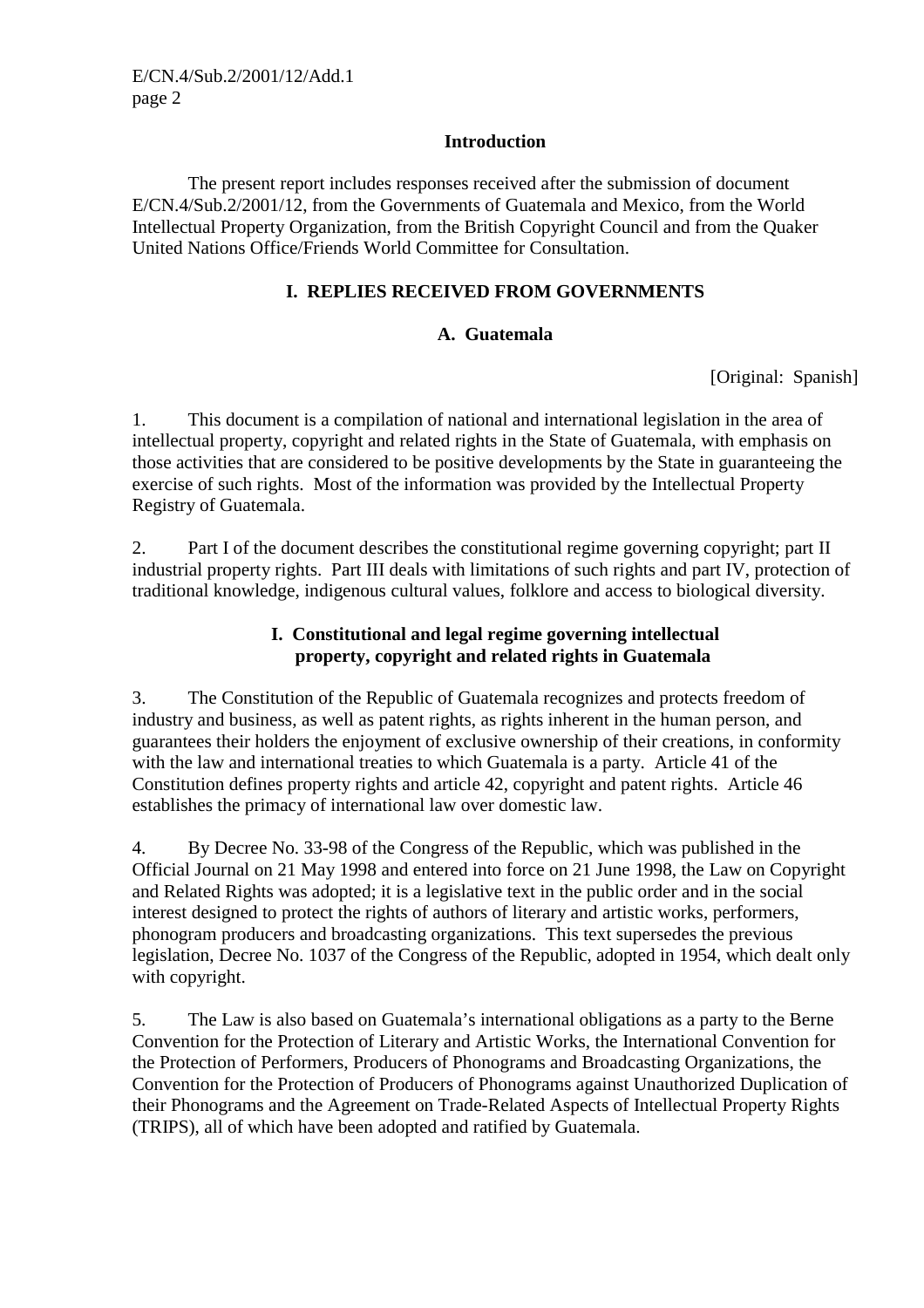## Introduction

The present report includes responses received after the submission of document E/CN.4/Sub.2/2001/12, from the Governments of Guatemala and Mexico, from the World Intellectual Property Organization, from the British Copyright Council and from the Quaker United Nations Office/Friends World Committee for Consultation.

## I. REPLIES RECEIVED FROM GOVERNMENTS

### A. Guatemala

[Original: Spanish]

1. This document is a compilation of national and international legislation in the area of intellectual property, copyright and related rights in the State of Guatemala, with emphasis on those activities that are considered to be positive developments by the State in guaranteeing the exercise of such rights. Most of the information was provided by the Intellectual Property Registry of Guatemala.

2. Part I of the document describes the constitutional regime governing copyright; part II industrial property rights. Part III deals with limitations of such rights and part IV, protection of traditional knowledge, indigenous cultural values, folklore and access to biological diversity.

#### I. Constitutional and legal regime governing intellectual property, copyright and related rights in Guatemala

3. The Constitution of the Republic of Guatemala recognizes and protects freedom of industry and business, as well as patent rights, as rights inherent in the human person, and guarantees their holders the enjoyment of exclusive ownership of their creations, in conformity with the law and international treaties to which Guatemala is a party. Article 41 of the Constitution defines property rights and article 42, copyright and patent rights. Article 46 establishes the primacy of international law over domestic law.

4. By Decree No. 33-98 of the Congress of the Republic, which was published in the Official Journal on 21 May 1998 and entered into force on 21 June 1998, the Law on Copyright and Related Rights was adopted; it is a legislative text in the public order and in the social interest designed to protect the rights of authors of literary and artistic works, performers, phonogram producers and broadcasting organizations. This text supersedes the previous legislation, Decree No. 1037 of the Congress of the Republic, adopted in 1954, which dealt only with copyright.

5. The Law is also based on Guatemala's international obligations as a party to the Berne Convention for the Protection of Literary and Artistic Works, the International Convention for the Protection of Performers, Producers of Phonograms and Broadcasting Organizations, the Convention for the Protection of Producers of Phonograms against Unauthorized Duplication of their Phonograms and the Agreement on Trade-Related Aspects of Intellectual Property Rights (TRIPS), all of which have been adopted and ratified by Guatemala.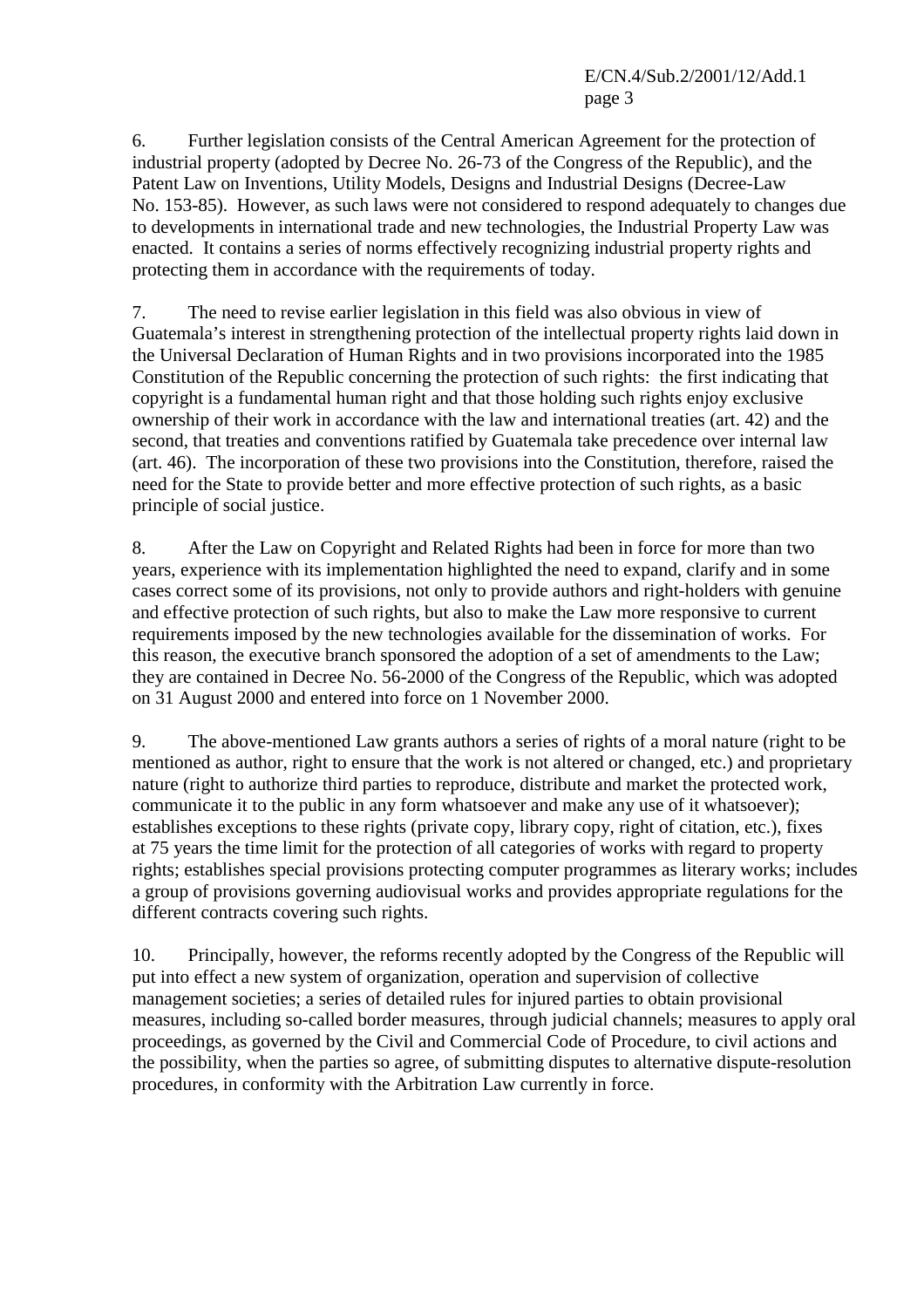6. Further legislation consists of the Central American Agreement for the protection of industrial property (adopted by Decree No. 26-73 of the Congress of the Republic), and the Patent Law on Inventions, Utility Models, Designs and Industrial Designs (Decree-Law No. 153-85). However, as such laws were not considered to respond adequately to changes due to developments in international trade and new technologies, the Industrial Property Law was enacted. It contains a series of norms effectively recognizing industrial property rights and protecting them in accordance with the requirements of today.

7. The need to revise earlier legislation in this field was also obvious in view of Guatemala's interest in strengthening protection of the intellectual property rights laid down in the Universal Declaration of Human Rights and in two provisions incorporated into the 1985 Constitution of the Republic concerning the protection of such rights: the first indicating that copyright is a fundamental human right and that those holding such rights enjoy exclusive ownership of their work in accordance with the law and international treaties (art. 42) and the second, that treaties and conventions ratified by Guatemala take precedence over internal law (art. 46). The incorporation of these two provisions into the Constitution, therefore, raised the need for the State to provide better and more effective protection of such rights, as a basic principle of social justice.

8. After the Law on Copyright and Related Rights had been in force for more than two years, experience with its implementation highlighted the need to expand, clarify and in some cases correct some of its provisions, not only to provide authors and right-holders with genuine and effective protection of such rights, but also to make the Law more responsive to current requirements imposed by the new technologies available for the dissemination of works. For this reason, the executive branch sponsored the adoption of a set of amendments to the Law; they are contained in Decree No. 56-2000 of the Congress of the Republic, which was adopted on 31 August 2000 and entered into force on 1 November 2000.

9. The above-mentioned Law grants authors a series of rights of a moral nature (right to be mentioned as author, right to ensure that the work is not altered or changed, etc.) and proprietary nature (right to authorize third parties to reproduce, distribute and market the protected work, communicate it to the public in any form whatsoever and make any use of it whatsoever); establishes exceptions to these rights (private copy, library copy, right of citation, etc.), fixes at 75 years the time limit for the protection of all categories of works with regard to property rights; establishes special provisions protecting computer programmes as literary works; includes a group of provisions governing audiovisual works and provides appropriate regulations for the different contracts covering such rights.

10. Principally, however, the reforms recently adopted by the Congress of the Republic will put into effect a new system of organization, operation and supervision of collective management societies; a series of detailed rules for injured parties to obtain provisional measures, including so-called border measures, through judicial channels; measures to apply oral proceedings, as governed by the Civil and Commercial Code of Procedure, to civil actions and the possibility, when the parties so agree, of submitting disputes to alternative dispute-resolution procedures, in conformity with the Arbitration Law currently in force.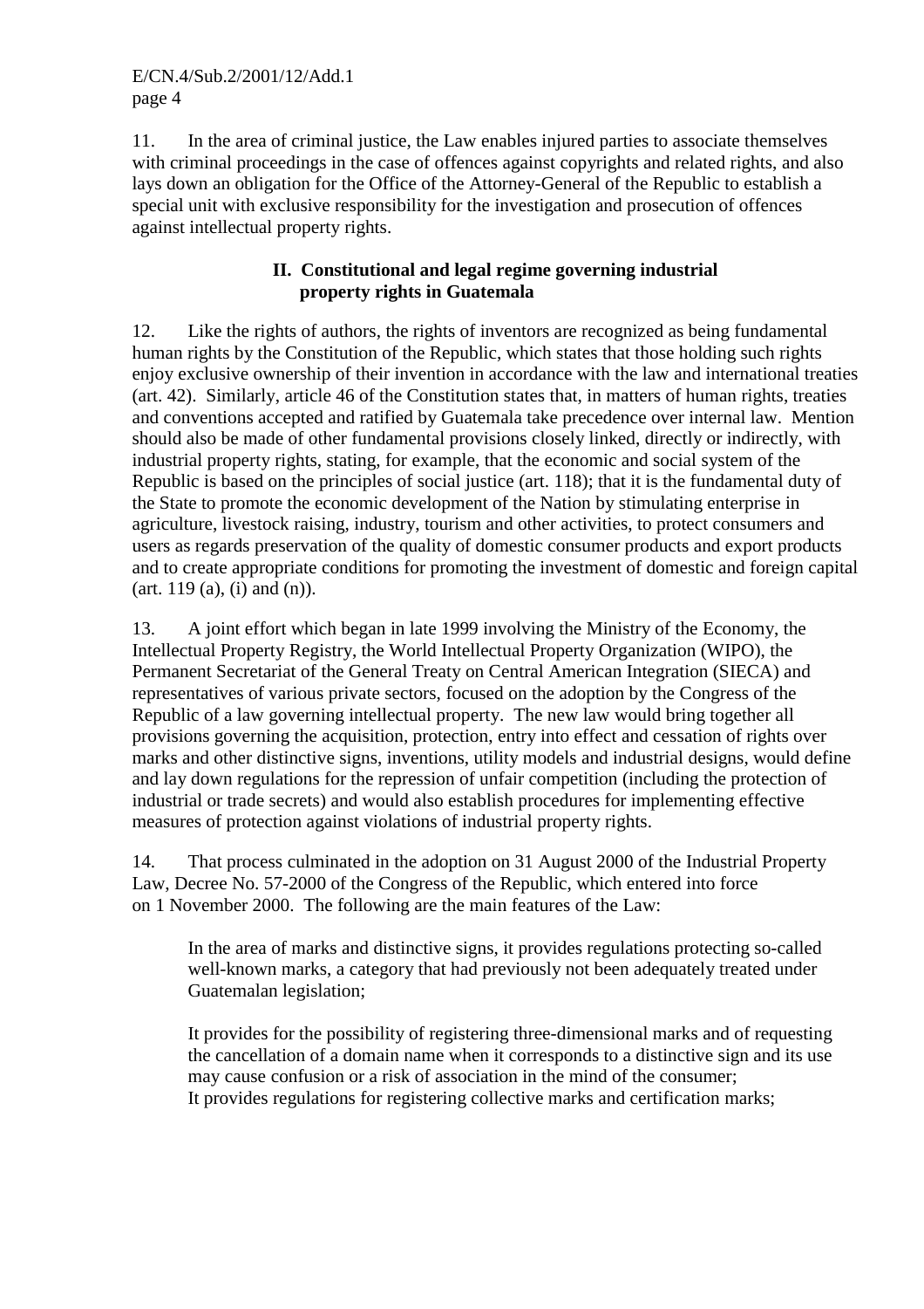11. In the area of criminal justice, the Law enables injured parties to associate themselves with criminal proceedings in the case of offences against copyrights and related rights, and also lays down an obligation for the Office of the Attorney-General of the Republic to establish a special unit with exclusive responsibility for the investigation and prosecution of offences against intellectual property rights.

## II. Constitutional and legal regime governing industrial property rights in Guatemala

12. Like the rights of authors, the rights of inventors are recognized as being fundamental human rights by the Constitution of the Republic, which states that those holding such rights enjoy exclusive ownership of their invention in accordance with the law and international treaties (art. 42). Similarly, article 46 of the Constitution states that, in matters of human rights, treaties and conventions accepted and ratified by Guatemala take precedence over internal law. Mention should also be made of other fundamental provisions closely linked, directly or indirectly, with industrial property rights, stating, for example, that the economic and social system of the Republic is based on the principles of social justice (art. 118); that it is the fundamental duty of the State to promote the economic development of the Nation by stimulating enterprise in agriculture, livestock raising, industry, tourism and other activities, to protect consumers and users as regards preservation of the quality of domestic consumer products and export products and to create appropriate conditions for promoting the investment of domestic and foreign capital (art. 119 (a), (i) and (n)).

13. A joint effort which began in late 1999 involving the Ministry of the Economy, the Intellectual Property Registry, the World Intellectual Property Organization (WIPO), the Permanent Secretariat of the General Treaty on Central American Integration (SIECA) and representatives of various private sectors, focused on the adoption by the Congress of the Republic of a law governing intellectual property. The new law would bring together all provisions governing the acquisition, protection, entry into effect and cessation of rights over marks and other distinctive signs, inventions, utility models and industrial designs, would define and lay down regulations for the repression of unfair competition (including the protection of industrial or trade secrets) and would also establish procedures for implementing effective measures of protection against violations of industrial property rights.

14. That process culminated in the adoption on 31 August 2000 of the Industrial Property Law, Decree No. 57-2000 of the Congress of the Republic, which entered into force on 1 November 2000. The following are the main features of the Law:

> In the area of marks and distinctive signs, it provides regulations protecting so-called well-known marks, a category that had previously not been adequately treated under Guatemalan legislation;
>
> It provides for the possibility of registering three-dimensional marks and of requesting the cancellation of a domain name when it corresponds to a distinctive sign and its use may cause confusion or a risk of association in the mind of the consumer;
>
> It provides regulations for registering collective marks and certification marks;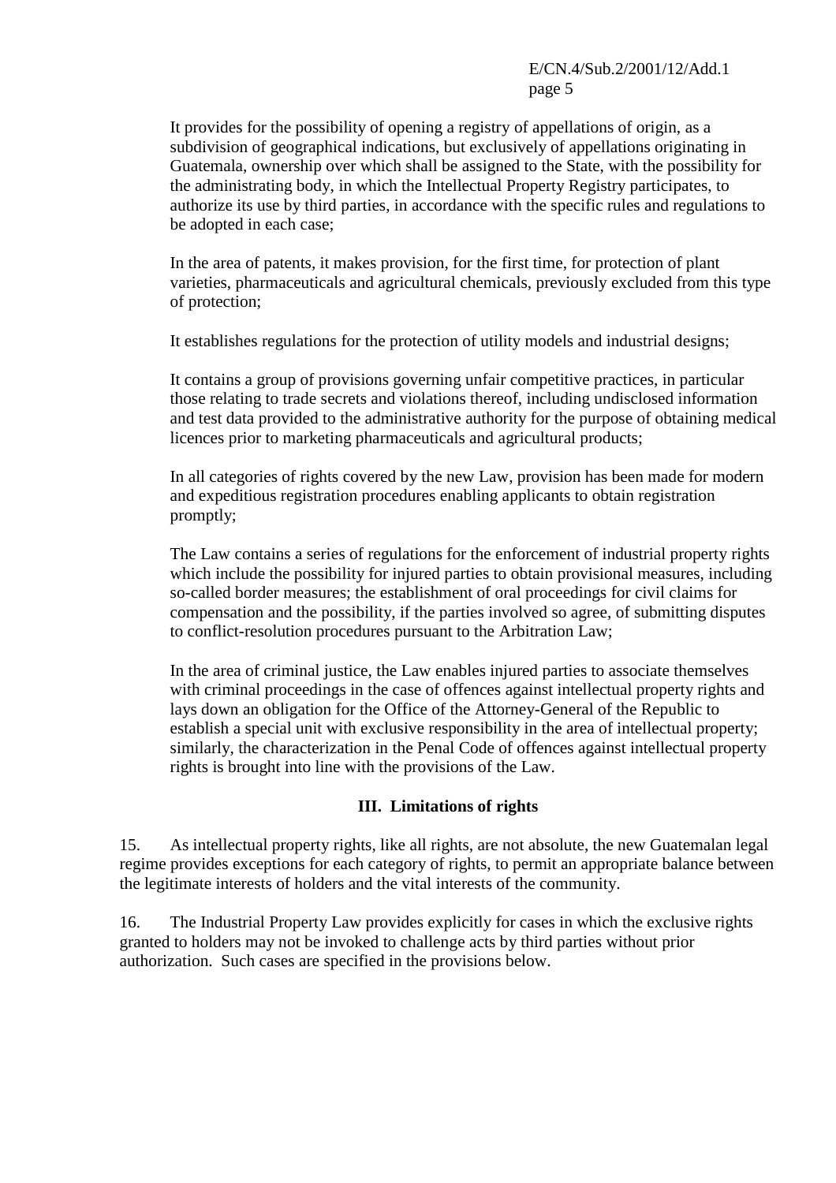It provides for the possibility of opening a registry of appellations of origin, as a subdivision of geographical indications, but exclusively of appellations originating in Guatemala, ownership over which shall be assigned to the State, with the possibility for the administrating body, in which the Intellectual Property Registry participates, to authorize its use by third parties, in accordance with the specific rules and regulations to be adopted in each case;

In the area of patents, it makes provision, for the first time, for protection of plant varieties, pharmaceuticals and agricultural chemicals, previously excluded from this type of protection;

It establishes regulations for the protection of utility models and industrial designs;

It contains a group of provisions governing unfair competitive practices, in particular those relating to trade secrets and violations thereof, including undisclosed information and test data provided to the administrative authority for the purpose of obtaining medical licences prior to marketing pharmaceuticals and agricultural products;

In all categories of rights covered by the new Law, provision has been made for modern and expeditious registration procedures enabling applicants to obtain registration promptly;

The Law contains a series of regulations for the enforcement of industrial property rights which include the possibility for injured parties to obtain provisional measures, including so-called border measures; the establishment of oral proceedings for civil claims for compensation and the possibility, if the parties involved so agree, of submitting disputes to conflict-resolution procedures pursuant to the Arbitration Law;

In the area of criminal justice, the Law enables injured parties to associate themselves with criminal proceedings in the case of offences against intellectual property rights and lays down an obligation for the Office of the Attorney-General of the Republic to establish a special unit with exclusive responsibility in the area of intellectual property; similarly, the characterization in the Penal Code of offences against intellectual property rights is brought into line with the provisions of the Law.

## III. Limitations of rights

15. As intellectual property rights, like all rights, are not absolute, the new Guatemalan legal regime provides exceptions for each category of rights, to permit an appropriate balance between the legitimate interests of holders and the vital interests of the community.

16. The Industrial Property Law provides explicitly for cases in which the exclusive rights granted to holders may not be invoked to challenge acts by third parties without prior authorization. Such cases are specified in the provisions below.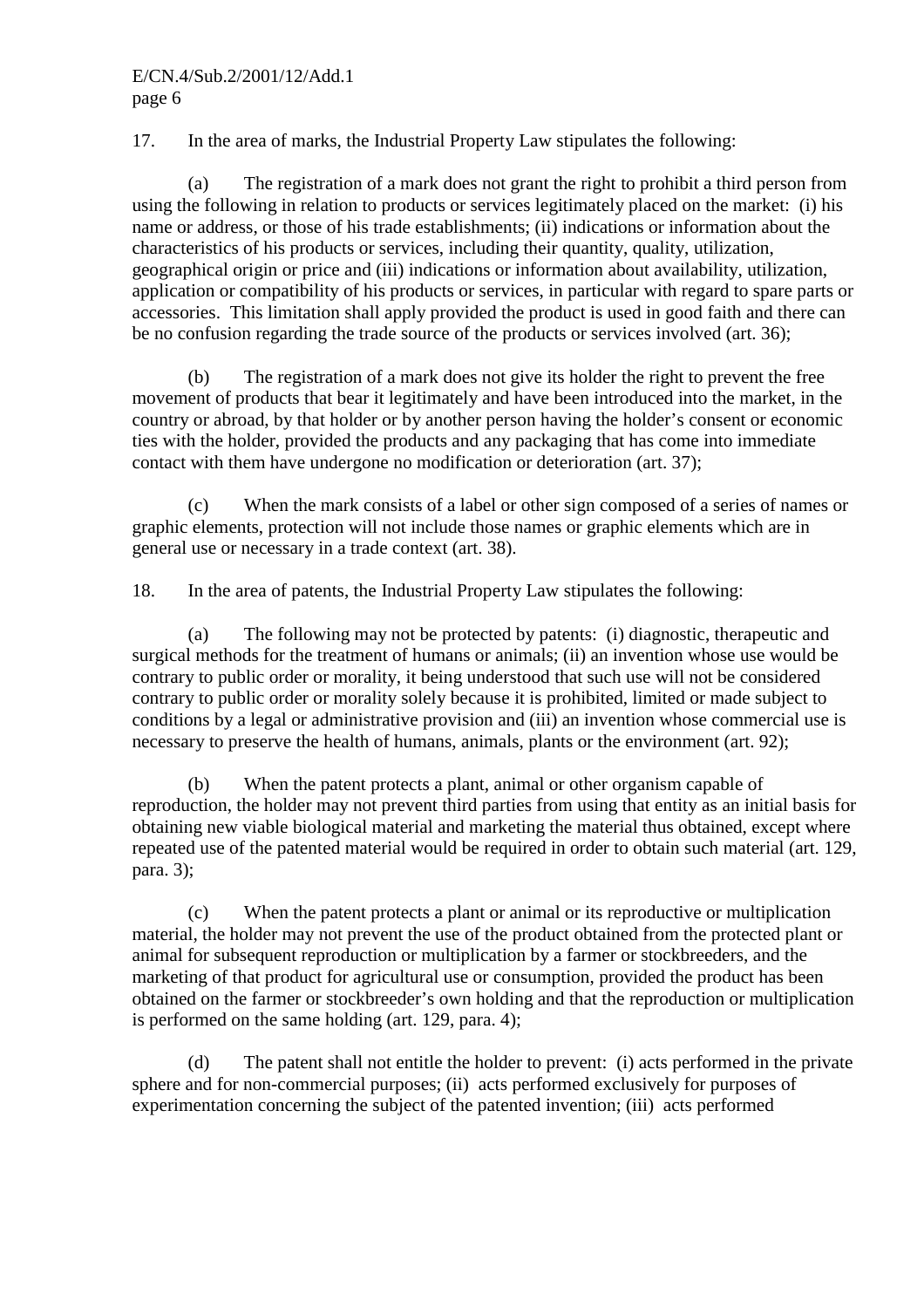17. In the area of marks, the Industrial Property Law stipulates the following:

(a) The registration of a mark does not grant the right to prohibit a third person from using the following in relation to products or services legitimately placed on the market: (i) his name or address, or those of his trade establishments; (ii) indications or information about the characteristics of his products or services, including their quantity, quality, utilization, geographical origin or price and (iii) indications or information about availability, utilization, application or compatibility of his products or services, in particular with regard to spare parts or accessories. This limitation shall apply provided the product is used in good faith and there can be no confusion regarding the trade source of the products or services involved (art. 36);

(b) The registration of a mark does not give its holder the right to prevent the free movement of products that bear it legitimately and have been introduced into the market, in the country or abroad, by that holder or by another person having the holder's consent or economic ties with the holder, provided the products and any packaging that has come into immediate contact with them have undergone no modification or deterioration (art. 37);

(c) When the mark consists of a label or other sign composed of a series of names or graphic elements, protection will not include those names or graphic elements which are in general use or necessary in a trade context (art. 38).

18. In the area of patents, the Industrial Property Law stipulates the following:

(a) The following may not be protected by patents: (i) diagnostic, therapeutic and surgical methods for the treatment of humans or animals; (ii) an invention whose use would be contrary to public order or morality, it being understood that such use will not be considered contrary to public order or morality solely because it is prohibited, limited or made subject to conditions by a legal or administrative provision and (iii) an invention whose commercial use is necessary to preserve the health of humans, animals, plants or the environment (art. 92);

(b) When the patent protects a plant, animal or other organism capable of reproduction, the holder may not prevent third parties from using that entity as an initial basis for obtaining new viable biological material and marketing the material thus obtained, except where repeated use of the patented material would be required in order to obtain such material (art. 129, para. 3);

(c) When the patent protects a plant or animal or its reproductive or multiplication material, the holder may not prevent the use of the product obtained from the protected plant or animal for subsequent reproduction or multiplication by a farmer or stockbreeders, and the marketing of that product for agricultural use or consumption, provided the product has been obtained on the farmer or stockbreeder's own holding and that the reproduction or multiplication is performed on the same holding (art. 129, para. 4);

(d) The patent shall not entitle the holder to prevent: (i) acts performed in the private sphere and for non-commercial purposes; (ii) acts performed exclusively for purposes of experimentation concerning the subject of the patented invention; (iii) acts performed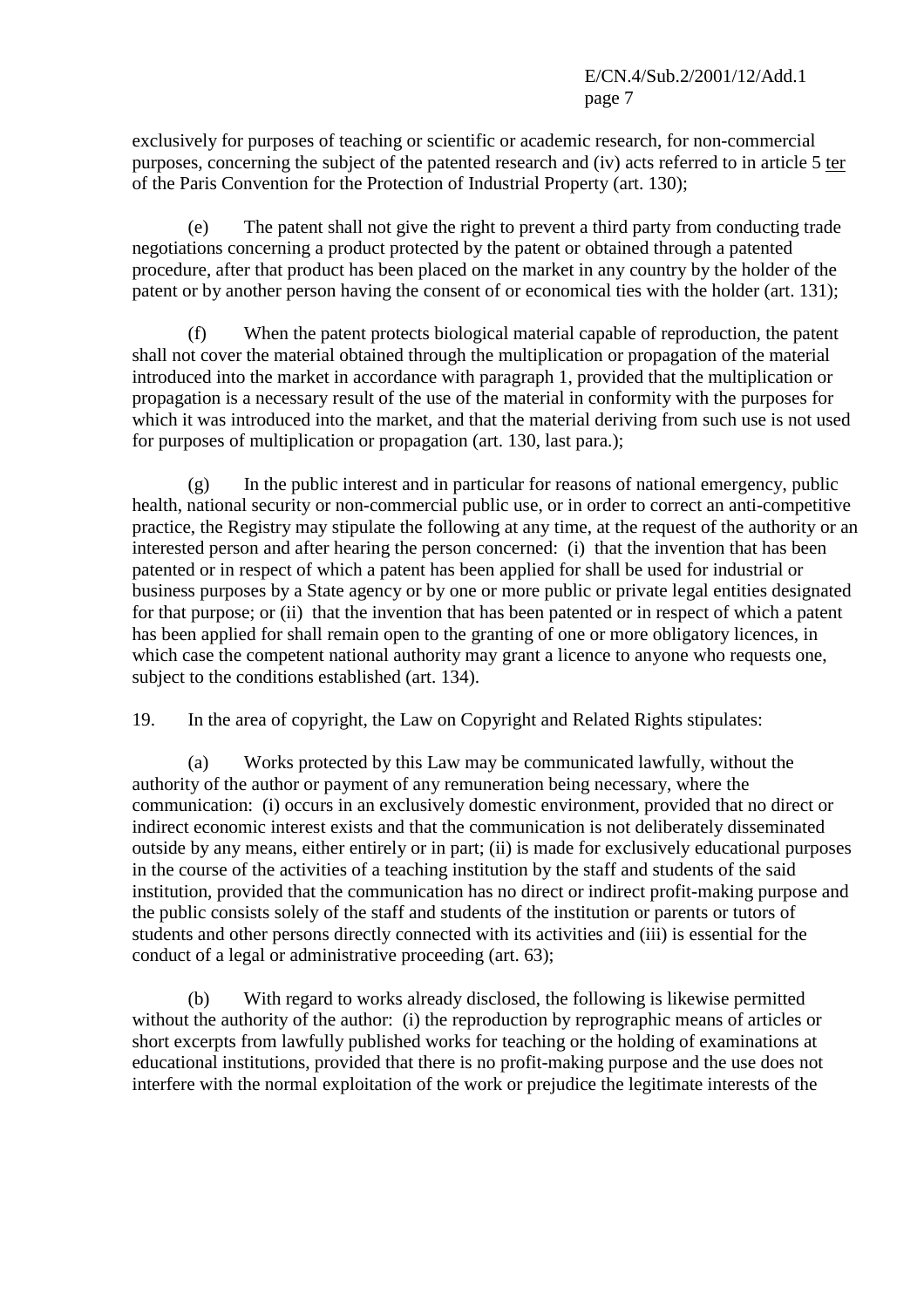exclusively for purposes of teaching or scientific or academic research, for non-commercial purposes, concerning the subject of the patented research and (iv) acts referred to in article 5 ter of the Paris Convention for the Protection of Industrial Property (art. 130);

(e) The patent shall not give the right to prevent a third party from conducting trade negotiations concerning a product protected by the patent or obtained through a patented procedure, after that product has been placed on the market in any country by the holder of the patent or by another person having the consent of or economical ties with the holder (art. 131);

(f) When the patent protects biological material capable of reproduction, the patent shall not cover the material obtained through the multiplication or propagation of the material introduced into the market in accordance with paragraph 1, provided that the multiplication or propagation is a necessary result of the use of the material in conformity with the purposes for which it was introduced into the market, and that the material deriving from such use is not used for purposes of multiplication or propagation (art. 130, last para.);

(g) In the public interest and in particular for reasons of national emergency, public health, national security or non-commercial public use, or in order to correct an anti-competitive practice, the Registry may stipulate the following at any time, at the request of the authority or an interested person and after hearing the person concerned: (i) that the invention that has been patented or in respect of which a patent has been applied for shall be used for industrial or business purposes by a State agency or by one or more public or private legal entities designated for that purpose; or (ii) that the invention that has been patented or in respect of which a patent has been applied for shall remain open to the granting of one or more obligatory licences, in which case the competent national authority may grant a licence to anyone who requests one, subject to the conditions established (art. 134).

19. In the area of copyright, the Law on Copyright and Related Rights stipulates:

(a) Works protected by this Law may be communicated lawfully, without the authority of the author or payment of any remuneration being necessary, where the communication: (i) occurs in an exclusively domestic environment, provided that no direct or indirect economic interest exists and that the communication is not deliberately disseminated outside by any means, either entirely or in part; (ii) is made for exclusively educational purposes in the course of the activities of a teaching institution by the staff and students of the said institution, provided that the communication has no direct or indirect profit-making purpose and the public consists solely of the staff and students of the institution or parents or tutors of students and other persons directly connected with its activities and (iii) is essential for the conduct of a legal or administrative proceeding (art. 63);

(b) With regard to works already disclosed, the following is likewise permitted without the authority of the author: (i) the reproduction by reprographic means of articles or short excerpts from lawfully published works for teaching or the holding of examinations at educational institutions, provided that there is no profit-making purpose and the use does not interfere with the normal exploitation of the work or prejudice the legitimate interests of the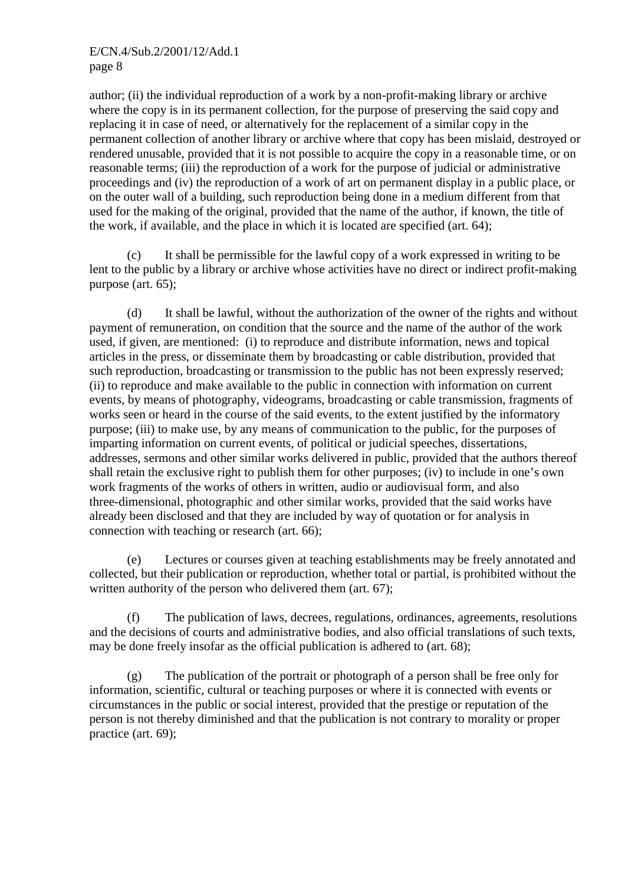author; (ii) the individual reproduction of a work by a non-profit-making library or archive where the copy is in its permanent collection, for the purpose of preserving the said copy and replacing it in case of need, or alternatively for the replacement of a similar copy in the permanent collection of another library or archive where that copy has been mislaid, destroyed or rendered unusable, provided that it is not possible to acquire the copy in a reasonable time, or on reasonable terms; (iii) the reproduction of a work for the purpose of judicial or administrative proceedings and (iv) the reproduction of a work of art on permanent display in a public place, or on the outer wall of a building, such reproduction being done in a medium different from that used for the making of the original, provided that the name of the author, if known, the title of the work, if available, and the place in which it is located are specified (art. 64);

(c) It shall be permissible for the lawful copy of a work expressed in writing to be lent to the public by a library or archive whose activities have no direct or indirect profit-making purpose (art. 65);

(d) It shall be lawful, without the authorization of the owner of the rights and without payment of remuneration, on condition that the source and the name of the author of the work used, if given, are mentioned: (i) to reproduce and distribute information, news and topical articles in the press, or disseminate them by broadcasting or cable distribution, provided that such reproduction, broadcasting or transmission to the public has not been expressly reserved; (ii) to reproduce and make available to the public in connection with information on current events, by means of photography, videograms, broadcasting or cable transmission, fragments of works seen or heard in the course of the said events, to the extent justified by the informatory purpose; (iii) to make use, by any means of communication to the public, for the purposes of imparting information on current events, of political or judicial speeches, dissertations, addresses, sermons and other similar works delivered in public, provided that the authors thereof shall retain the exclusive right to publish them for other purposes; (iv) to include in one's own work fragments of the works of others in written, audio or audiovisual form, and also three-dimensional, photographic and other similar works, provided that the said works have already been disclosed and that they are included by way of quotation or for analysis in connection with teaching or research (art. 66);

(e) Lectures or courses given at teaching establishments may be freely annotated and collected, but their publication or reproduction, whether total or partial, is prohibited without the written authority of the person who delivered them (art. 67);

(f) The publication of laws, decrees, regulations, ordinances, agreements, resolutions and the decisions of courts and administrative bodies, and also official translations of such texts, may be done freely insofar as the official publication is adhered to (art. 68);

(g) The publication of the portrait or photograph of a person shall be free only for information, scientific, cultural or teaching purposes or where it is connected with events or circumstances in the public or social interest, provided that the prestige or reputation of the person is not thereby diminished and that the publication is not contrary to morality or proper practice (art. 69);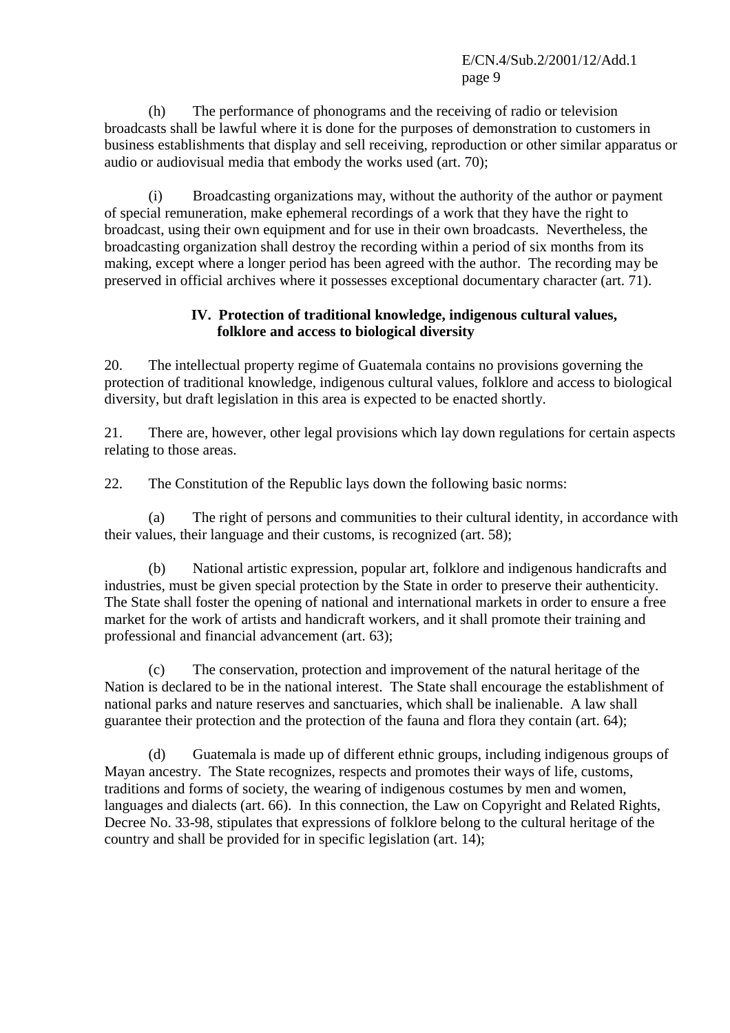(h) The performance of phonograms and the receiving of radio or television broadcasts shall be lawful where it is done for the purposes of demonstration to customers in business establishments that display and sell receiving, reproduction or other similar apparatus or audio or audiovisual media that embody the works used (art. 70);

(i) Broadcasting organizations may, without the authority of the author or payment of special remuneration, make ephemeral recordings of a work that they have the right to broadcast, using their own equipment and for use in their own broadcasts. Nevertheless, the broadcasting organization shall destroy the recording within a period of six months from its making, except where a longer period has been agreed with the author. The recording may be preserved in official archives where it possesses exceptional documentary character (art. 71).

## IV. Protection of traditional knowledge, indigenous cultural values, folklore and access to biological diversity

20. The intellectual property regime of Guatemala contains no provisions governing the protection of traditional knowledge, indigenous cultural values, folklore and access to biological diversity, but draft legislation in this area is expected to be enacted shortly.

21. There are, however, other legal provisions which lay down regulations for certain aspects relating to those areas.

22. The Constitution of the Republic lays down the following basic norms:

(a) The right of persons and communities to their cultural identity, in accordance with their values, their language and their customs, is recognized (art. 58);

(b) National artistic expression, popular art, folklore and indigenous handicrafts and industries, must be given special protection by the State in order to preserve their authenticity. The State shall foster the opening of national and international markets in order to ensure a free market for the work of artists and handicraft workers, and it shall promote their training and professional and financial advancement (art. 63);

(c) The conservation, protection and improvement of the natural heritage of the Nation is declared to be in the national interest. The State shall encourage the establishment of national parks and nature reserves and sanctuaries, which shall be inalienable. A law shall guarantee their protection and the protection of the fauna and flora they contain (art. 64);

(d) Guatemala is made up of different ethnic groups, including indigenous groups of Mayan ancestry. The State recognizes, respects and promotes their ways of life, customs, traditions and forms of society, the wearing of indigenous costumes by men and women, languages and dialects (art. 66). In this connection, the Law on Copyright and Related Rights, Decree No. 33-98, stipulates that expressions of folklore belong to the cultural heritage of the country and shall be provided for in specific legislation (art. 14);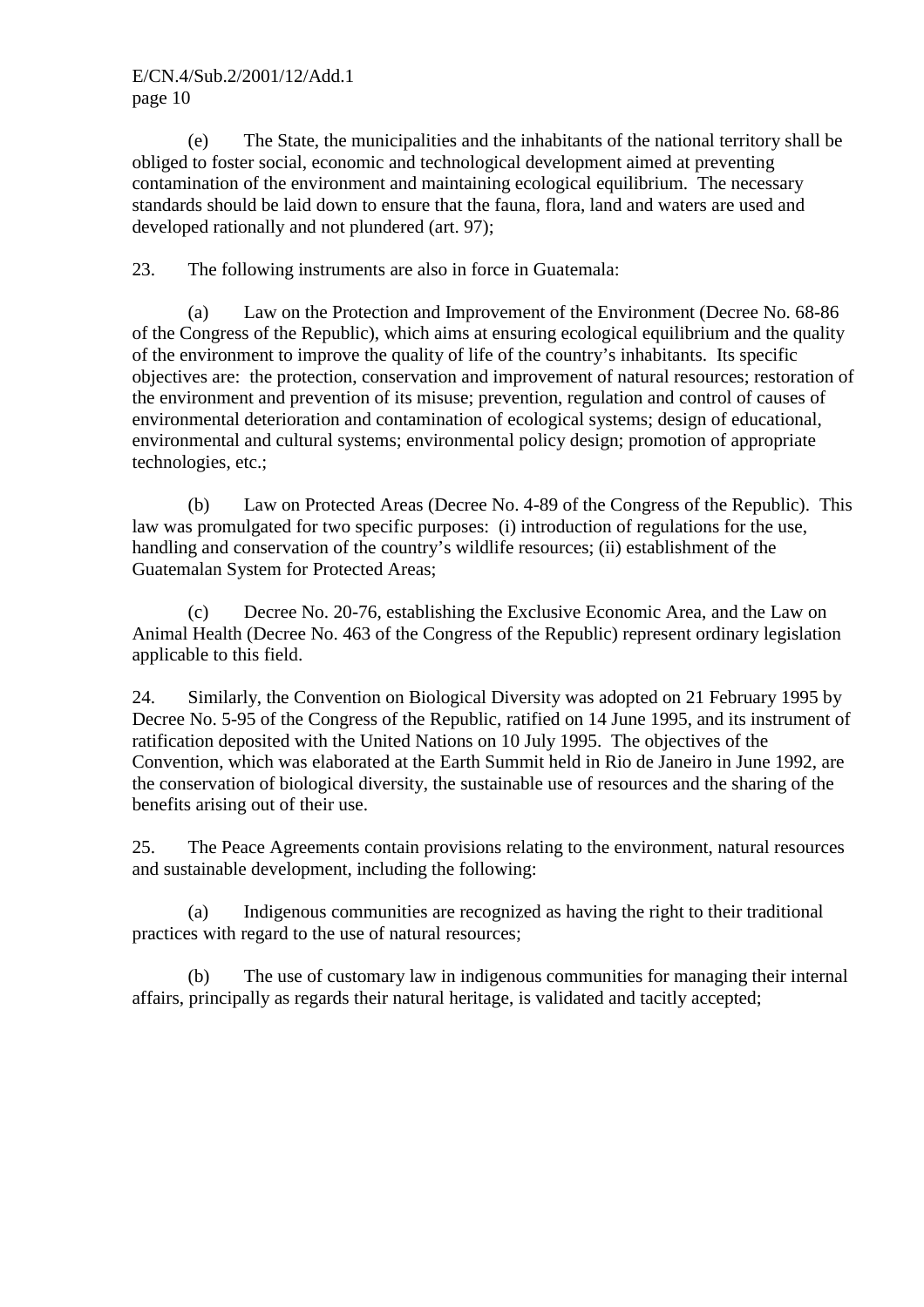(e) The State, the municipalities and the inhabitants of the national territory shall be obliged to foster social, economic and technological development aimed at preventing contamination of the environment and maintaining ecological equilibrium. The necessary standards should be laid down to ensure that the fauna, flora, land and waters are used and developed rationally and not plundered (art. 97);

23. The following instruments are also in force in Guatemala:

(a) Law on the Protection and Improvement of the Environment (Decree No. 68-86 of the Congress of the Republic), which aims at ensuring ecological equilibrium and the quality of the environment to improve the quality of life of the country's inhabitants. Its specific objectives are: the protection, conservation and improvement of natural resources; restoration of the environment and prevention of its misuse; prevention, regulation and control of causes of environmental deterioration and contamination of ecological systems; design of educational, environmental and cultural systems; environmental policy design; promotion of appropriate technologies, etc.;

(b) Law on Protected Areas (Decree No. 4-89 of the Congress of the Republic). This law was promulgated for two specific purposes: (i) introduction of regulations for the use, handling and conservation of the country's wildlife resources; (ii) establishment of the Guatemalan System for Protected Areas;

(c) Decree No. 20-76, establishing the Exclusive Economic Area, and the Law on Animal Health (Decree No. 463 of the Congress of the Republic) represent ordinary legislation applicable to this field.

24. Similarly, the Convention on Biological Diversity was adopted on 21 February 1995 by Decree No. 5-95 of the Congress of the Republic, ratified on 14 June 1995, and its instrument of ratification deposited with the United Nations on 10 July 1995. The objectives of the Convention, which was elaborated at the Earth Summit held in Rio de Janeiro in June 1992, are the conservation of biological diversity, the sustainable use of resources and the sharing of the benefits arising out of their use.

25. The Peace Agreements contain provisions relating to the environment, natural resources and sustainable development, including the following:

(a) Indigenous communities are recognized as having the right to their traditional practices with regard to the use of natural resources;

(b) The use of customary law in indigenous communities for managing their internal affairs, principally as regards their natural heritage, is validated and tacitly accepted;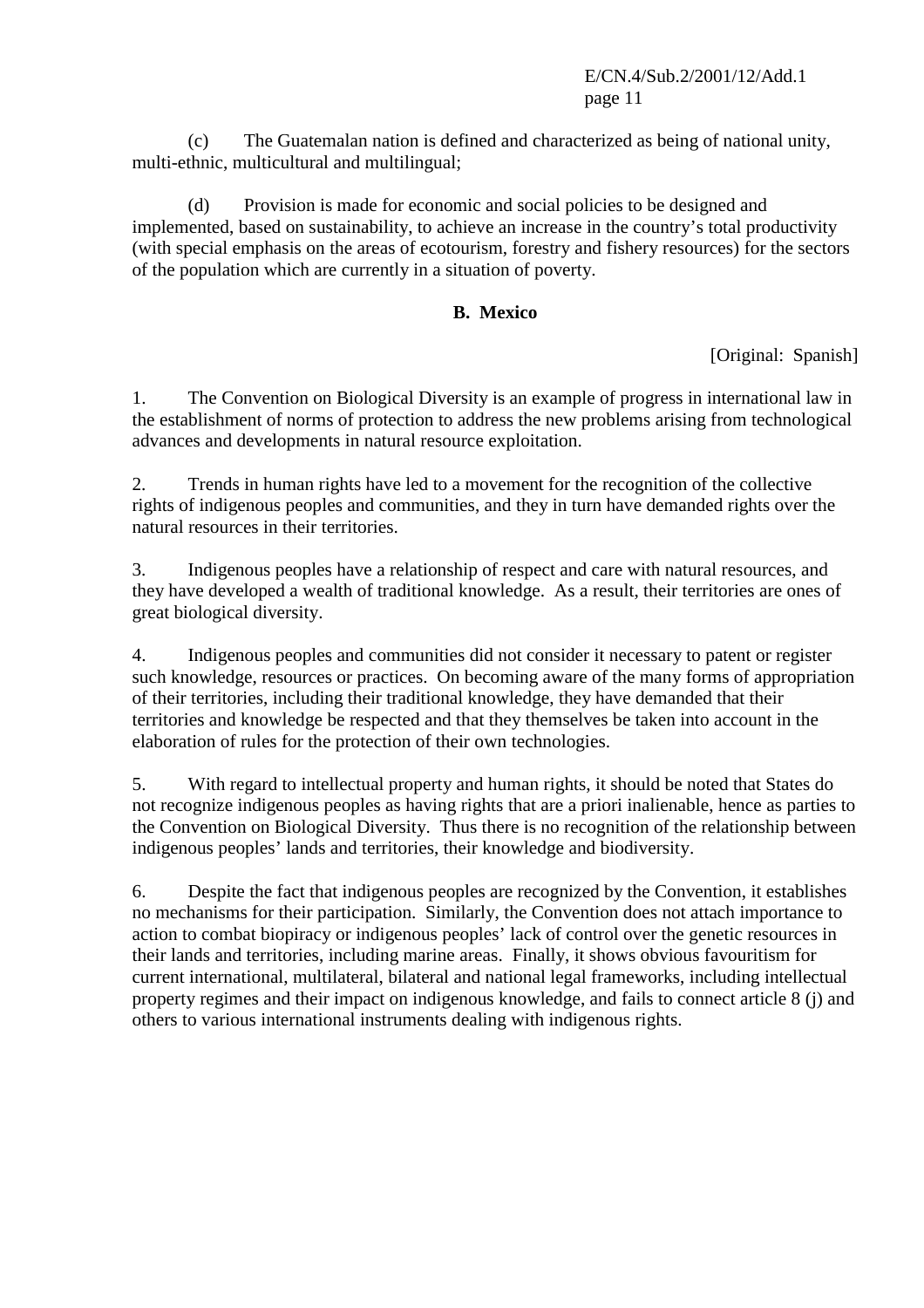(c) The Guatemalan nation is defined and characterized as being of national unity, multi-ethnic, multicultural and multilingual;

(d) Provision is made for economic and social policies to be designed and implemented, based on sustainability, to achieve an increase in the country's total productivity (with special emphasis on the areas of ecotourism, forestry and fishery resources) for the sectors of the population which are currently in a situation of poverty.

## B. Mexico

[Original: Spanish]

1. The Convention on Biological Diversity is an example of progress in international law in the establishment of norms of protection to address the new problems arising from technological advances and developments in natural resource exploitation.

2. Trends in human rights have led to a movement for the recognition of the collective rights of indigenous peoples and communities, and they in turn have demanded rights over the natural resources in their territories.

3. Indigenous peoples have a relationship of respect and care with natural resources, and they have developed a wealth of traditional knowledge. As a result, their territories are ones of great biological diversity.

4. Indigenous peoples and communities did not consider it necessary to patent or register such knowledge, resources or practices. On becoming aware of the many forms of appropriation of their territories, including their traditional knowledge, they have demanded that their territories and knowledge be respected and that they themselves be taken into account in the elaboration of rules for the protection of their own technologies.

5. With regard to intellectual property and human rights, it should be noted that States do not recognize indigenous peoples as having rights that are a priori inalienable, hence as parties to the Convention on Biological Diversity. Thus there is no recognition of the relationship between indigenous peoples' lands and territories, their knowledge and biodiversity.

6. Despite the fact that indigenous peoples are recognized by the Convention, it establishes no mechanisms for their participation. Similarly, the Convention does not attach importance to action to combat biopiracy or indigenous peoples' lack of control over the genetic resources in their lands and territories, including marine areas. Finally, it shows obvious favouritism for current international, multilateral, bilateral and national legal frameworks, including intellectual property regimes and their impact on indigenous knowledge, and fails to connect article 8 (j) and others to various international instruments dealing with indigenous rights.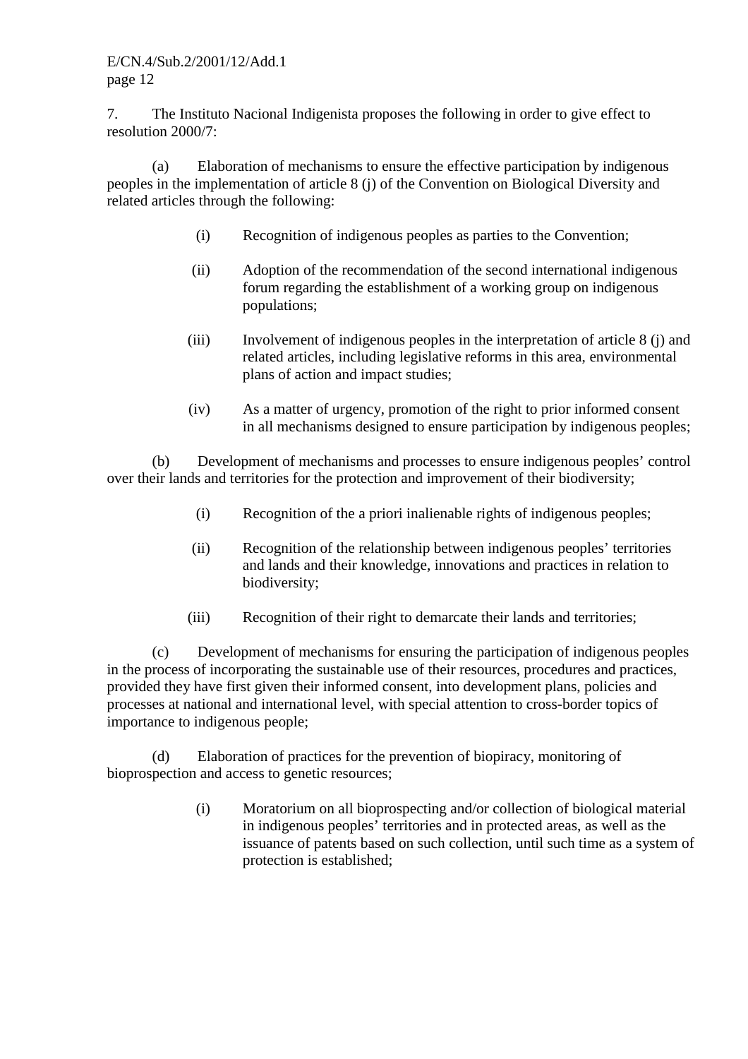7. The Instituto Nacional Indigenista proposes the following in order to give effect to resolution 2000/7:

(a) Elaboration of mechanisms to ensure the effective participation by indigenous peoples in the implementation of article 8 (j) of the Convention on Biological Diversity and related articles through the following:

(i) Recognition of indigenous peoples as parties to the Convention;

(ii) Adoption of the recommendation of the second international indigenous forum regarding the establishment of a working group on indigenous populations;

(iii) Involvement of indigenous peoples in the interpretation of article 8 (j) and related articles, including legislative reforms in this area, environmental plans of action and impact studies;

(iv) As a matter of urgency, promotion of the right to prior informed consent in all mechanisms designed to ensure participation by indigenous peoples;

(b) Development of mechanisms and processes to ensure indigenous peoples' control over their lands and territories for the protection and improvement of their biodiversity;

(i) Recognition of the a priori inalienable rights of indigenous peoples;

(ii) Recognition of the relationship between indigenous peoples' territories and lands and their knowledge, innovations and practices in relation to biodiversity;

(iii) Recognition of their right to demarcate their lands and territories;

(c) Development of mechanisms for ensuring the participation of indigenous peoples in the process of incorporating the sustainable use of their resources, procedures and practices, provided they have first given their informed consent, into development plans, policies and processes at national and international level, with special attention to cross-border topics of importance to indigenous people;

(d) Elaboration of practices for the prevention of biopiracy, monitoring of bioprospection and access to genetic resources;

(i) Moratorium on all bioprospecting and/or collection of biological material in indigenous peoples' territories and in protected areas, as well as the issuance of patents based on such collection, until such time as a system of protection is established;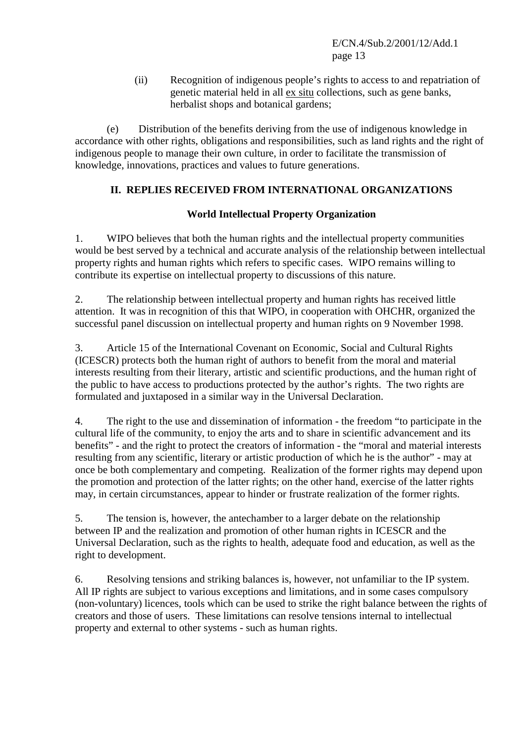(ii) Recognition of indigenous people's rights to access to and repatriation of genetic material held in all ex situ collections, such as gene banks, herbalist shops and botanical gardens;

(e) Distribution of the benefits deriving from the use of indigenous knowledge in accordance with other rights, obligations and responsibilities, such as land rights and the right of indigenous people to manage their own culture, in order to facilitate the transmission of knowledge, innovations, practices and values to future generations.

## II. REPLIES RECEIVED FROM INTERNATIONAL ORGANIZATIONS

### World Intellectual Property Organization

1. WIPO believes that both the human rights and the intellectual property communities would be best served by a technical and accurate analysis of the relationship between intellectual property rights and human rights which refers to specific cases. WIPO remains willing to contribute its expertise on intellectual property to discussions of this nature.

2. The relationship between intellectual property and human rights has received little attention. It was in recognition of this that WIPO, in cooperation with OHCHR, organized the successful panel discussion on intellectual property and human rights on 9 November 1998.

3. Article 15 of the International Covenant on Economic, Social and Cultural Rights (ICESCR) protects both the human right of authors to benefit from the moral and material interests resulting from their literary, artistic and scientific productions, and the human right of the public to have access to productions protected by the author's rights. The two rights are formulated and juxtaposed in a similar way in the Universal Declaration.

4. The right to the use and dissemination of information - the freedom "to participate in the cultural life of the community, to enjoy the arts and to share in scientific advancement and its benefits" - and the right to protect the creators of information - the "moral and material interests resulting from any scientific, literary or artistic production of which he is the author" - may at once be both complementary and competing. Realization of the former rights may depend upon the promotion and protection of the latter rights; on the other hand, exercise of the latter rights may, in certain circumstances, appear to hinder or frustrate realization of the former rights.

5. The tension is, however, the antechamber to a larger debate on the relationship between IP and the realization and promotion of other human rights in ICESCR and the Universal Declaration, such as the rights to health, adequate food and education, as well as the right to development.

6. Resolving tensions and striking balances is, however, not unfamiliar to the IP system. All IP rights are subject to various exceptions and limitations, and in some cases compulsory (non-voluntary) licences, tools which can be used to strike the right balance between the rights of creators and those of users. These limitations can resolve tensions internal to intellectual property and external to other systems - such as human rights.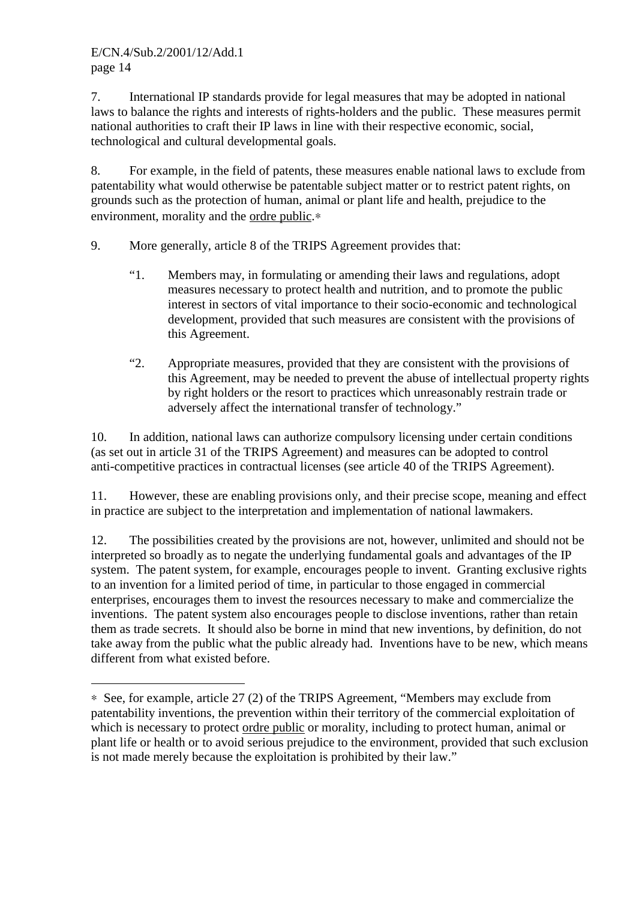7. International IP standards provide for legal measures that may be adopted in national laws to balance the rights and interests of rights-holders and the public. These measures permit national authorities to craft their IP laws in line with their respective economic, social, technological and cultural developmental goals.

8. For example, in the field of patents, these measures enable national laws to exclude from patentability what would otherwise be patentable subject matter or to restrict patent rights, on grounds such as the protection of human, animal or plant life and health, prejudice to the environment, morality and the ordre public.*

9. More generally, article 8 of the TRIPS Agreement provides that:

> "1. Members may, in formulating or amending their laws and regulations, adopt measures necessary to protect health and nutrition, and to promote the public interest in sectors of vital importance to their socio-economic and technological development, provided that such measures are consistent with the provisions of this Agreement.
>
> "2. Appropriate measures, provided that they are consistent with the provisions of this Agreement, may be needed to prevent the abuse of intellectual property rights by right holders or the resort to practices which unreasonably restrain trade or adversely affect the international transfer of technology."

10. In addition, national laws can authorize compulsory licensing under certain conditions (as set out in article 31 of the TRIPS Agreement) and measures can be adopted to control anti-competitive practices in contractual licenses (see article 40 of the TRIPS Agreement).

11. However, these are enabling provisions only, and their precise scope, meaning and effect in practice are subject to the interpretation and implementation of national lawmakers.

12. The possibilities created by the provisions are not, however, unlimited and should not be interpreted so broadly as to negate the underlying fundamental goals and advantages of the IP system. The patent system, for example, encourages people to invent. Granting exclusive rights to an invention for a limited period of time, in particular to those engaged in commercial enterprises, encourages them to invest the resources necessary to make and commercialize the inventions. The patent system also encourages people to disclose inventions, rather than retain them as trade secrets. It should also be borne in mind that new inventions, by definition, do not take away from the public what the public already had. Inventions have to be new, which means different from what existed before.

---

* See, for example, article 27 (2) of the TRIPS Agreement, "Members may exclude from patentability inventions, the prevention within their territory of the commercial exploitation of which is necessary to protect ordre public or morality, including to protect human, animal or plant life or health or to avoid serious prejudice to the environment, provided that such exclusion is not made merely because the exploitation is prohibited by their law."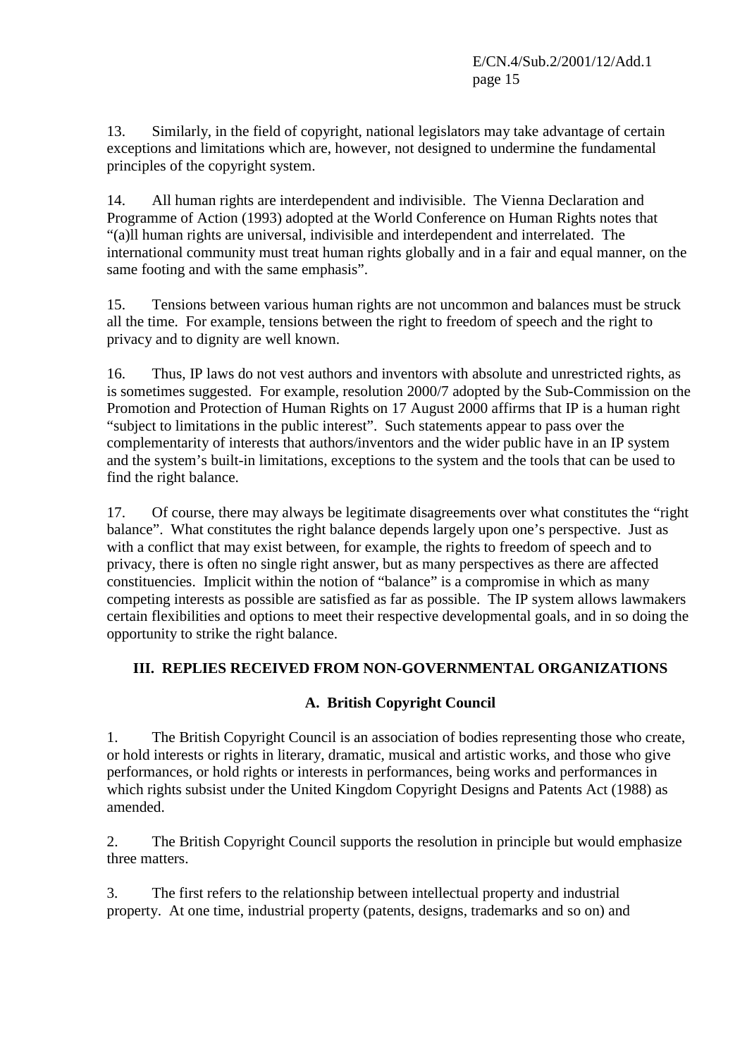13. Similarly, in the field of copyright, national legislators may take advantage of certain exceptions and limitations which are, however, not designed to undermine the fundamental principles of the copyright system.

14. All human rights are interdependent and indivisible. The Vienna Declaration and Programme of Action (1993) adopted at the World Conference on Human Rights notes that "(a)ll human rights are universal, indivisible and interdependent and interrelated. The international community must treat human rights globally and in a fair and equal manner, on the same footing and with the same emphasis".

15. Tensions between various human rights are not uncommon and balances must be struck all the time. For example, tensions between the right to freedom of speech and the right to privacy and to dignity are well known.

16. Thus, IP laws do not vest authors and inventors with absolute and unrestricted rights, as is sometimes suggested. For example, resolution 2000/7 adopted by the Sub-Commission on the Promotion and Protection of Human Rights on 17 August 2000 affirms that IP is a human right "subject to limitations in the public interest". Such statements appear to pass over the complementarity of interests that authors/inventors and the wider public have in an IP system and the system's built-in limitations, exceptions to the system and the tools that can be used to find the right balance.

17. Of course, there may always be legitimate disagreements over what constitutes the "right balance". What constitutes the right balance depends largely upon one's perspective. Just as with a conflict that may exist between, for example, the rights to freedom of speech and to privacy, there is often no single right answer, but as many perspectives as there are affected constituencies. Implicit within the notion of "balance" is a compromise in which as many competing interests as possible are satisfied as far as possible. The IP system allows lawmakers certain flexibilities and options to meet their respective developmental goals, and in so doing the opportunity to strike the right balance.

## III. REPLIES RECEIVED FROM NON-GOVERNMENTAL ORGANIZATIONS

### A. British Copyright Council

1. The British Copyright Council is an association of bodies representing those who create, or hold interests or rights in literary, dramatic, musical and artistic works, and those who give performances, or hold rights or interests in performances, being works and performances in which rights subsist under the United Kingdom Copyright Designs and Patents Act (1988) as amended.

2. The British Copyright Council supports the resolution in principle but would emphasize three matters.

3. The first refers to the relationship between intellectual property and industrial property. At one time, industrial property (patents, designs, trademarks and so on) and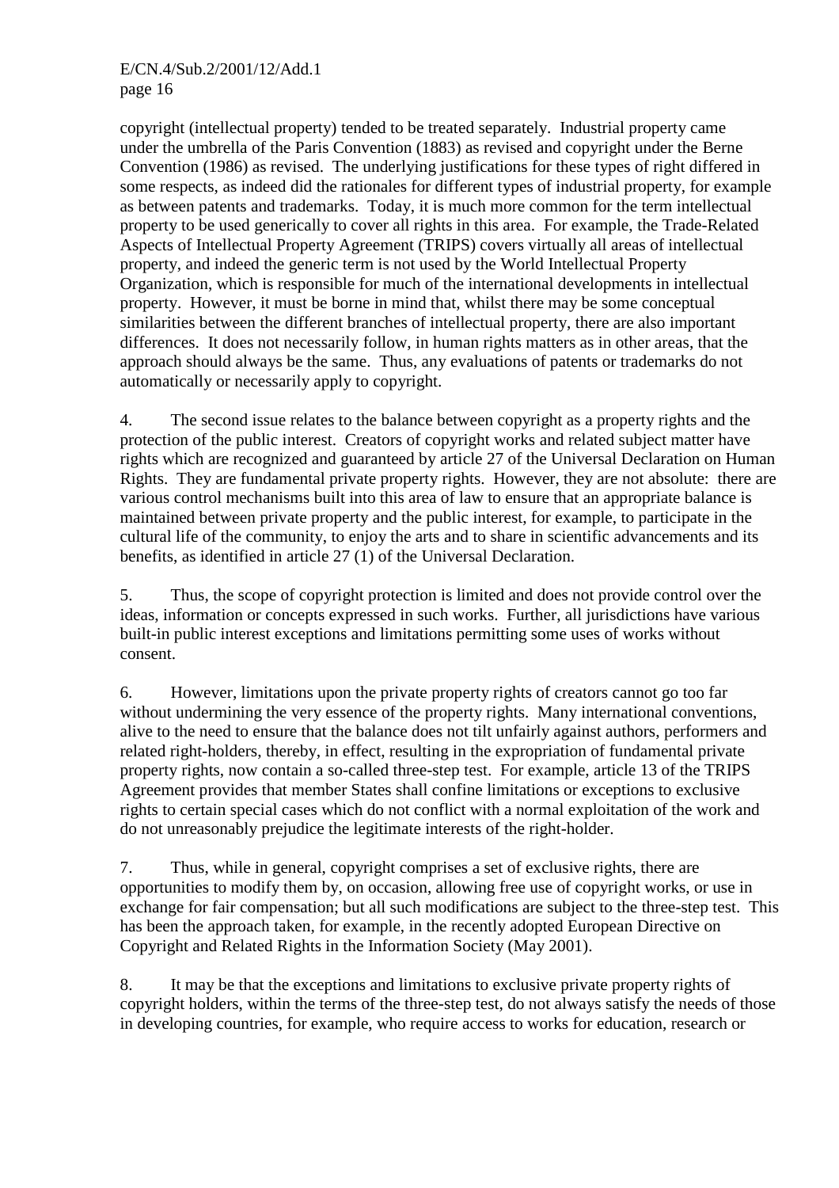copyright (intellectual property) tended to be treated separately. Industrial property came under the umbrella of the Paris Convention (1883) as revised and copyright under the Berne Convention (1986) as revised. The underlying justifications for these types of right differed in some respects, as indeed did the rationales for different types of industrial property, for example as between patents and trademarks. Today, it is much more common for the term intellectual property to be used generically to cover all rights in this area. For example, the Trade-Related Aspects of Intellectual Property Agreement (TRIPS) covers virtually all areas of intellectual property, and indeed the generic term is not used by the World Intellectual Property Organization, which is responsible for much of the international developments in intellectual property. However, it must be borne in mind that, whilst there may be some conceptual similarities between the different branches of intellectual property, there are also important differences. It does not necessarily follow, in human rights matters as in other areas, that the approach should always be the same. Thus, any evaluations of patents or trademarks do not automatically or necessarily apply to copyright.

4. The second issue relates to the balance between copyright as a property rights and the protection of the public interest. Creators of copyright works and related subject matter have rights which are recognized and guaranteed by article 27 of the Universal Declaration on Human Rights. They are fundamental private property rights. However, they are not absolute: there are various control mechanisms built into this area of law to ensure that an appropriate balance is maintained between private property and the public interest, for example, to participate in the cultural life of the community, to enjoy the arts and to share in scientific advancements and its benefits, as identified in article 27 (1) of the Universal Declaration.

5. Thus, the scope of copyright protection is limited and does not provide control over the ideas, information or concepts expressed in such works. Further, all jurisdictions have various built-in public interest exceptions and limitations permitting some uses of works without consent.

6. However, limitations upon the private property rights of creators cannot go too far without undermining the very essence of the property rights. Many international conventions, alive to the need to ensure that the balance does not tilt unfairly against authors, performers and related right-holders, thereby, in effect, resulting in the expropriation of fundamental private property rights, now contain a so-called three-step test. For example, article 13 of the TRIPS Agreement provides that member States shall confine limitations or exceptions to exclusive rights to certain special cases which do not conflict with a normal exploitation of the work and do not unreasonably prejudice the legitimate interests of the right-holder.

7. Thus, while in general, copyright comprises a set of exclusive rights, there are opportunities to modify them by, on occasion, allowing free use of copyright works, or use in exchange for fair compensation; but all such modifications are subject to the three-step test. This has been the approach taken, for example, in the recently adopted European Directive on Copyright and Related Rights in the Information Society (May 2001).

8. It may be that the exceptions and limitations to exclusive private property rights of copyright holders, within the terms of the three-step test, do not always satisfy the needs of those in developing countries, for example, who require access to works for education, research or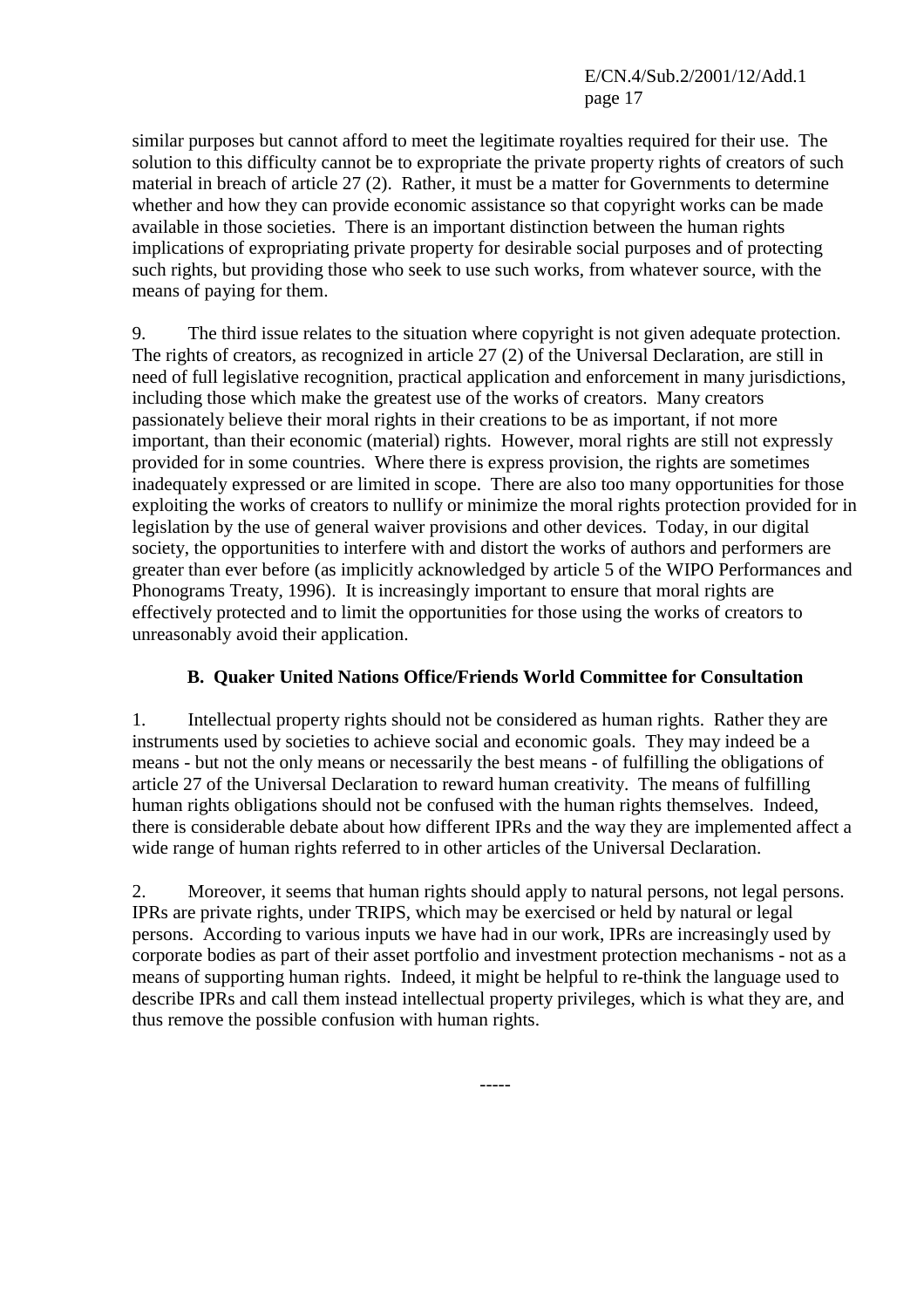similar purposes but cannot afford to meet the legitimate royalties required for their use. The solution to this difficulty cannot be to expropriate the private property rights of creators of such material in breach of article 27 (2). Rather, it must be a matter for Governments to determine whether and how they can provide economic assistance so that copyright works can be made available in those societies. There is an important distinction between the human rights implications of expropriating private property for desirable social purposes and of protecting such rights, but providing those who seek to use such works, from whatever source, with the means of paying for them.

9. The third issue relates to the situation where copyright is not given adequate protection. The rights of creators, as recognized in article 27 (2) of the Universal Declaration, are still in need of full legislative recognition, practical application and enforcement in many jurisdictions, including those which make the greatest use of the works of creators. Many creators passionately believe their moral rights in their creations to be as important, if not more important, than their economic (material) rights. However, moral rights are still not expressly provided for in some countries. Where there is express provision, the rights are sometimes inadequately expressed or are limited in scope. There are also too many opportunities for those exploiting the works of creators to nullify or minimize the moral rights protection provided for in legislation by the use of general waiver provisions and other devices. Today, in our digital society, the opportunities to interfere with and distort the works of authors and performers are greater than ever before (as implicitly acknowledged by article 5 of the WIPO Performances and Phonograms Treaty, 1996). It is increasingly important to ensure that moral rights are effectively protected and to limit the opportunities for those using the works of creators to unreasonably avoid their application.

## B. Quaker United Nations Office/Friends World Committee for Consultation

1. Intellectual property rights should not be considered as human rights. Rather they are instruments used by societies to achieve social and economic goals. They may indeed be a means - but not the only means or necessarily the best means - of fulfilling the obligations of article 27 of the Universal Declaration to reward human creativity. The means of fulfilling human rights obligations should not be confused with the human rights themselves. Indeed, there is considerable debate about how different IPRs and the way they are implemented affect a wide range of human rights referred to in other articles of the Universal Declaration.

2. Moreover, it seems that human rights should apply to natural persons, not legal persons. IPRs are private rights, under TRIPS, which may be exercised or held by natural or legal persons. According to various inputs we have had in our work, IPRs are increasingly used by corporate bodies as part of their asset portfolio and investment protection mechanisms - not as a means of supporting human rights. Indeed, it might be helpful to re-think the language used to describe IPRs and call them instead intellectual property privileges, which is what they are, and thus remove the possible confusion with human rights.

-----